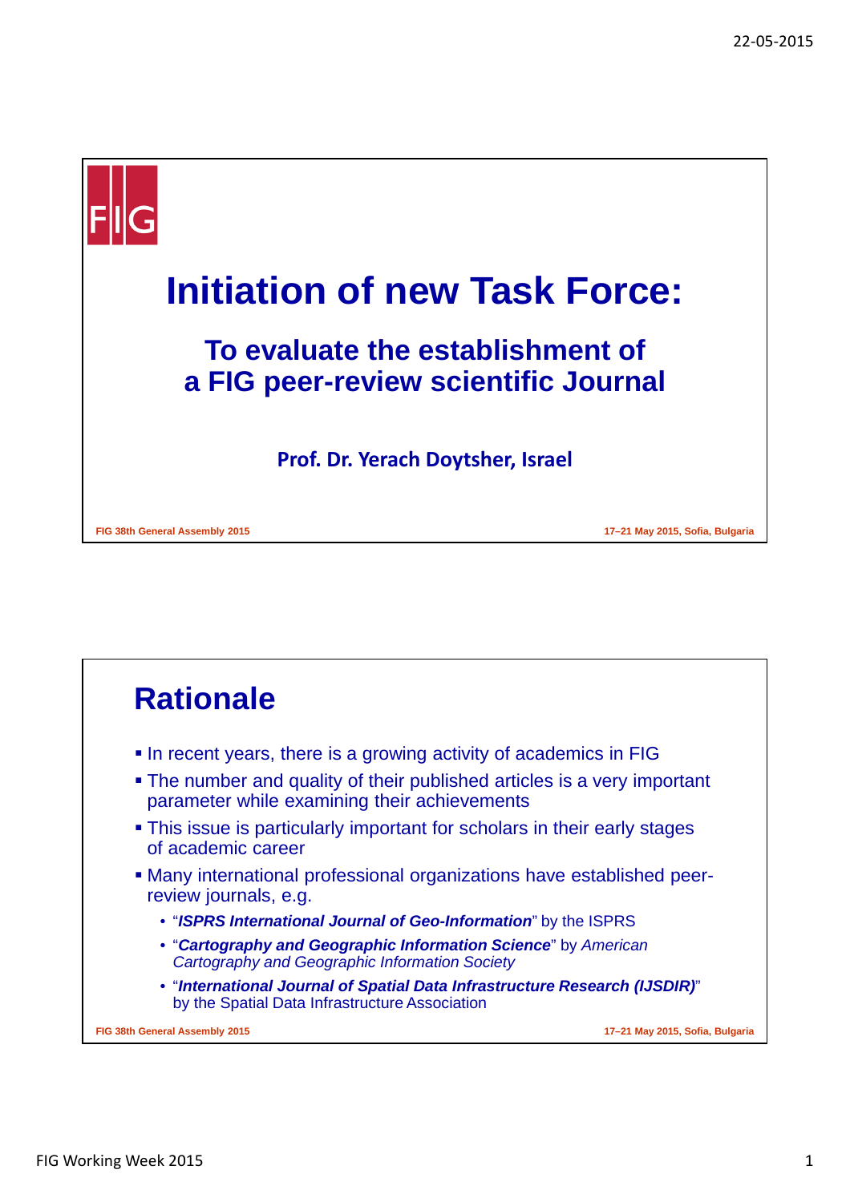# Initiation of new Task Force:

## To evaluate the establishment of a FIG peer-review scientific Journal

**Prof. Dr. Yerach Doytsher, Israel**

FIG 38th General Assembly 2015 — 17–21 May 2015, Sofia, Bulgaria

## Rationale

- In recent years, there is a growing activity of academics in FIG
- The number and quality of their published articles is a very important parameter while examining their achievements
- This issue is particularly important for scholars in their early stages of academic career
- Many international professional organizations have established peer-review journals, e.g.
  - "***ISPRS International Journal of Geo-Information***" by the ISPRS
  - "***Cartography and Geographic Information Science***" by *American Cartography and Geographic Information Society*
  - "***International Journal of Spatial Data Infrastructure Research (IJSDIR)***" by the Spatial Data Infrastructure Association

FIG 38th General Assembly 2015 — 17–21 May 2015, Sofia, Bulgaria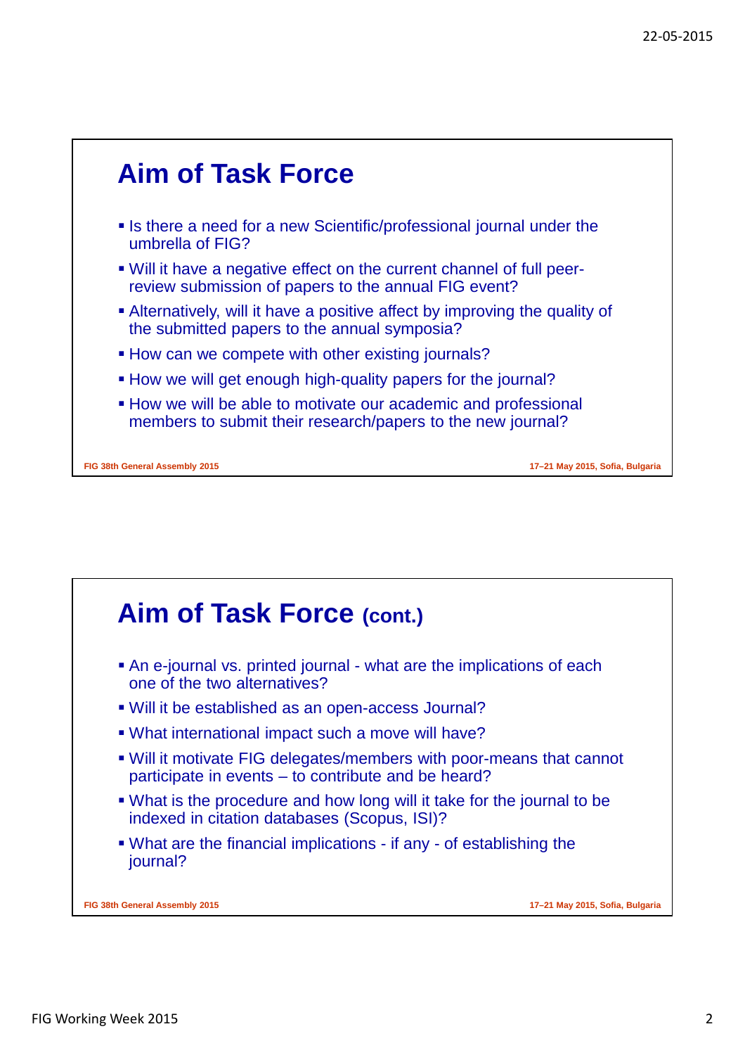## Aim of Task Force

- Is there a need for a new Scientific/professional journal under the umbrella of FIG?
- Will it have a negative effect on the current channel of full peer-review submission of papers to the annual FIG event?
- Alternatively, will it have a positive affect by improving the quality of the submitted papers to the annual symposia?
- How can we compete with other existing journals?
- How we will get enough high-quality papers for the journal?
- How we will be able to motivate our academic and professional members to submit their research/papers to the new journal?

FIG 38th General Assembly 2015 — 17–21 May 2015, Sofia, Bulgaria

## Aim of Task Force (cont.)

- An e-journal vs. printed journal - what are the implications of each one of the two alternatives?
- Will it be established as an open-access Journal?
- What international impact such a move will have?
- Will it motivate FIG delegates/members with poor-means that cannot participate in events – to contribute and be heard?
- What is the procedure and how long will it take for the journal to be indexed in citation databases (Scopus, ISI)?
- What are the financial implications - if any - of establishing the journal?

FIG 38th General Assembly 2015 — 17–21 May 2015, Sofia, Bulgaria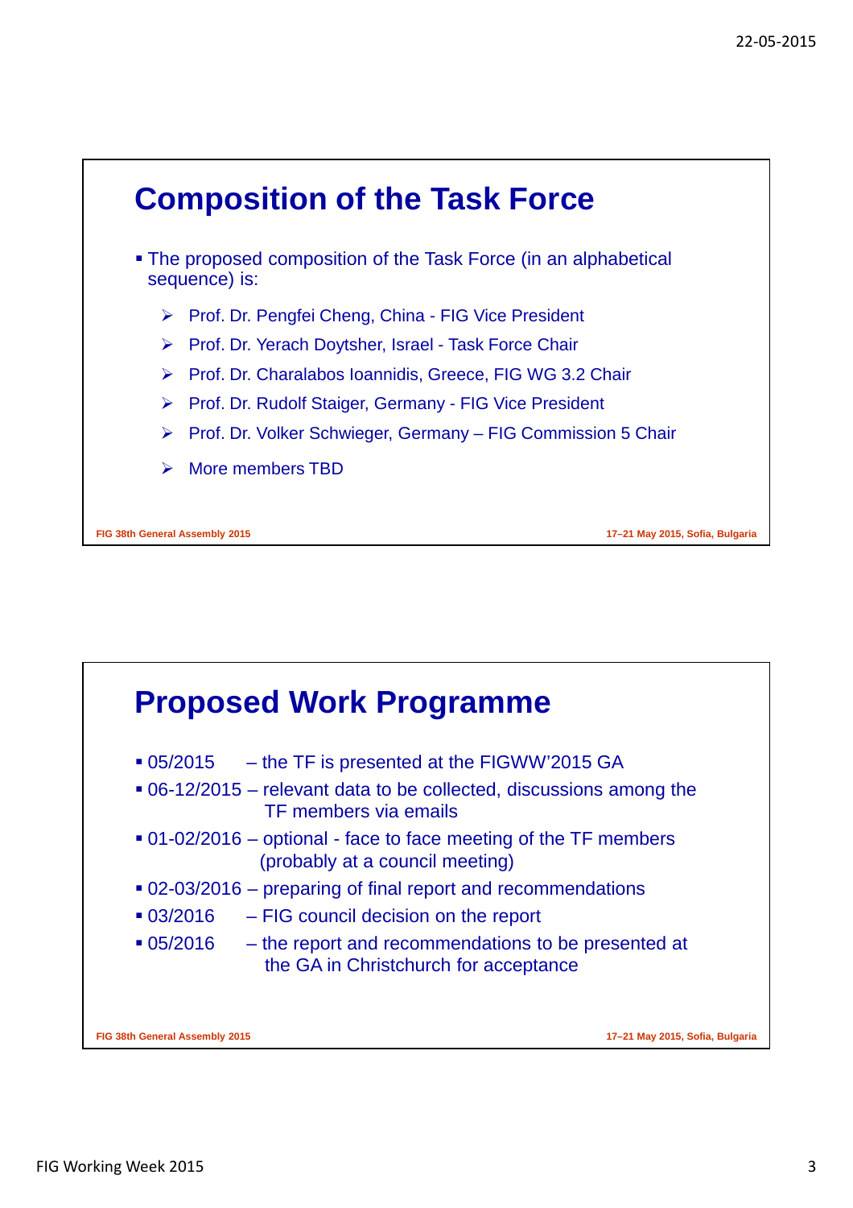## Composition of the Task Force

- The proposed composition of the Task Force (in an alphabetical sequence) is:
  - Prof. Dr. Pengfei Cheng, China - FIG Vice President
  - Prof. Dr. Yerach Doytsher, Israel - Task Force Chair
  - Prof. Dr. Charalabos Ioannidis, Greece, FIG WG 3.2 Chair
  - Prof. Dr. Rudolf Staiger, Germany - FIG Vice President
  - Prof. Dr. Volker Schwieger, Germany – FIG Commission 5 Chair
  - More members TBD

FIG 38th General Assembly 2015 — 17–21 May 2015, Sofia, Bulgaria

## Proposed Work Programme

- 05/2015 – the TF is presented at the FIGWW'2015 GA
- 06-12/2015 – relevant data to be collected, discussions among the TF members via emails
- 01-02/2016 – optional - face to face meeting of the TF members (probably at a council meeting)
- 02-03/2016 – preparing of final report and recommendations
- 03/2016 – FIG council decision on the report
- 05/2016 – the report and recommendations to be presented at the GA in Christchurch for acceptance

FIG 38th General Assembly 2015 — 17–21 May 2015, Sofia, Bulgaria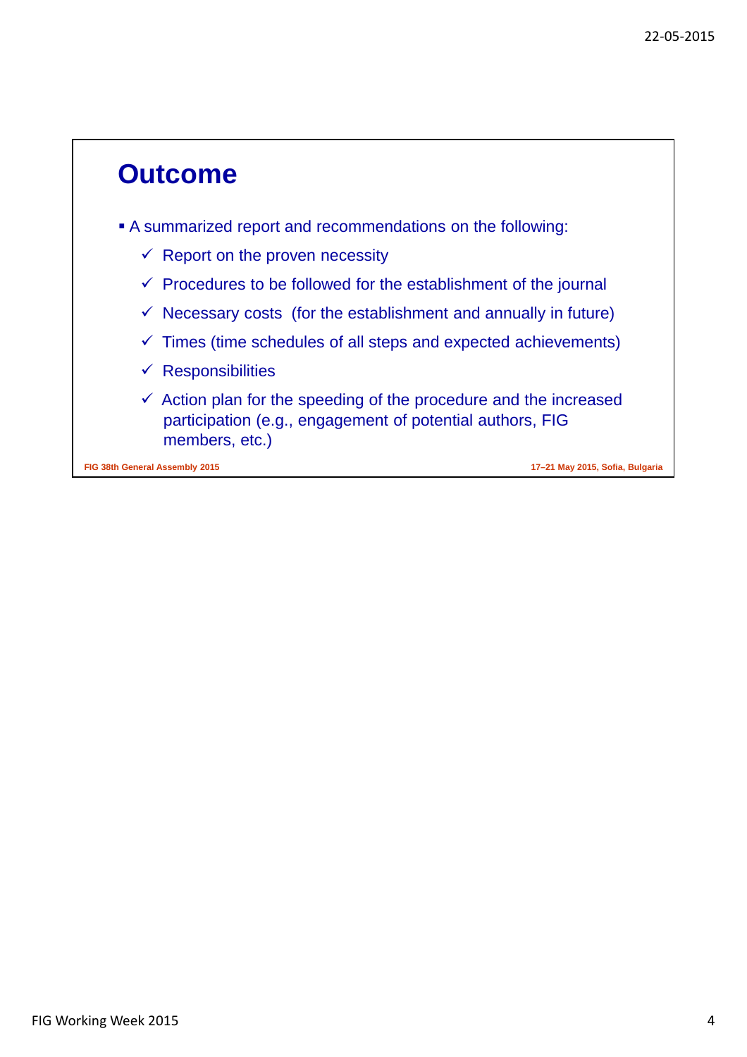# Outcome

- A summarized report and recommendations on the following:
  - ✓ Report on the proven necessity
  - ✓ Procedures to be followed for the establishment of the journal
  - ✓ Necessary costs (for the establishment and annually in future)
  - ✓ Times (time schedules of all steps and expected achievements)
  - ✓ Responsibilities
  - ✓ Action plan for the speeding of the procedure and the increased participation (e.g., engagement of potential authors, FIG members, etc.)

FIG 38th General Assembly 2015 — 17–21 May 2015, Sofia, Bulgaria